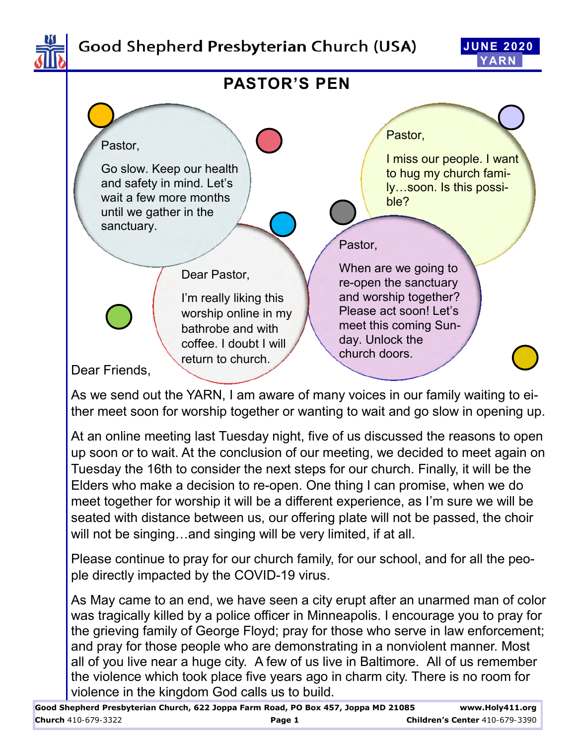# Good Shepherd Presbyterian Church (USA)

**JUNE 2020 YARN**

## PASTOR'S PEN

Pastor,

Go slow. Keep our health and safety in mind. Let's wait a few more months until we gather in the sanctuary.

Pastor,

I miss our people. I want to hug my church family…soon. Is this possible?

Dear Pastor,

I'm really liking this worship online in my bathrobe and with coffee. I doubt I will return to church.

Pastor,

When are we going to re-open the sanctuary and worship together? Please act soon! Let's meet this coming Sunday. Unlock the church doors.

Dear Friends,

As we send out the YARN, I am aware of many voices in our family waiting to either meet soon for worship together or wanting to wait and go slow in opening up.

At an online meeting last Tuesday night, five of us discussed the reasons to open up soon or to wait. At the conclusion of our meeting, we decided to meet again on Tuesday the 16th to consider the next steps for our church. Finally, it will be the Elders who make a decision to re-open. One thing I can promise, when we do meet together for worship it will be a different experience, as I'm sure we will be seated with distance between us, our offering plate will not be passed, the choir will not be singing…and singing will be very limited, if at all.

Please continue to pray for our church family, for our school, and for all the people directly impacted by the COVID-19 virus.

As May came to an end, we have seen a city erupt after an unarmed man of color was tragically killed by a police officer in Minneapolis. I encourage you to pray for the grieving family of George Floyd; pray for those who serve in law enforcement; and pray for those people who are demonstrating in a nonviolent manner. Most all of you live near a huge city. A few of us live in Baltimore. All of us remember the violence which took place five years ago in charm city. There is no room for violence in the kingdom God calls us to build.

**Good Shepherd Presbyterian Church, 622 Joppa Farm Road, PO Box 457, Joppa MD 21085** **www.Holy411.org**

**Church** 410-679-3322 **Children's Center** 410-679-3390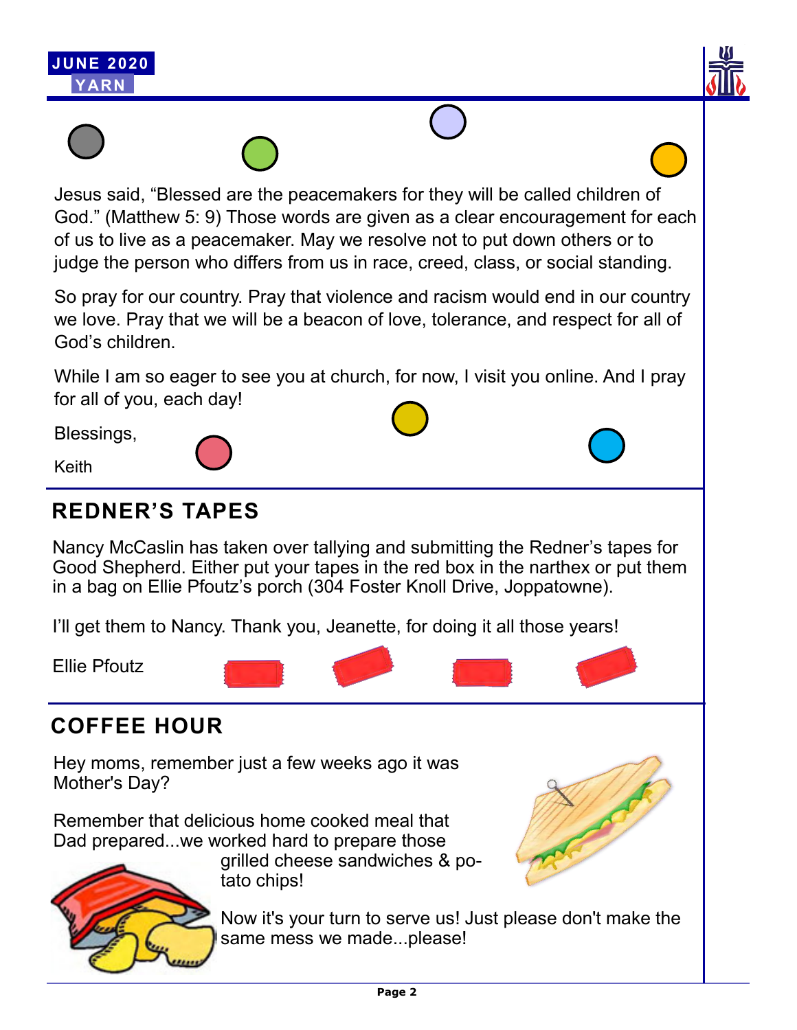Jesus said, “Blessed are the peacemakers for they will be called children of God.” (Matthew 5: 9) Those words are given as a clear encouragement for each of us to live as a peacemaker. May we resolve not to put down others or to judge the person who differs from us in race, creed, class, or social standing.

So pray for our country. Pray that violence and racism would end in our country we love. Pray that we will be a beacon of love, tolerance, and respect for all of God’s children.

While I am so eager to see you at church, for now, I visit you online. And I pray for all of you, each day!

Blessings,

Keith

## REDNER’S TAPES

Nancy McCaslin has taken over tallying and submitting the Redner’s tapes for Good Shepherd. Either put your tapes in the red box in the narthex or put them in a bag on Ellie Pfoutz’s porch (304 Foster Knoll Drive, Joppatowne).

I’ll get them to Nancy. Thank you, Jeanette, for doing it all those years!

Ellie Pfoutz

## COFFEE HOUR

Hey moms, remember just a few weeks ago it was Mother's Day?

Remember that delicious home cooked meal that Dad prepared...we worked hard to prepare those grilled cheese sandwiches & potato chips!

Now it's your turn to serve us! Just please don't make the same mess we made...please!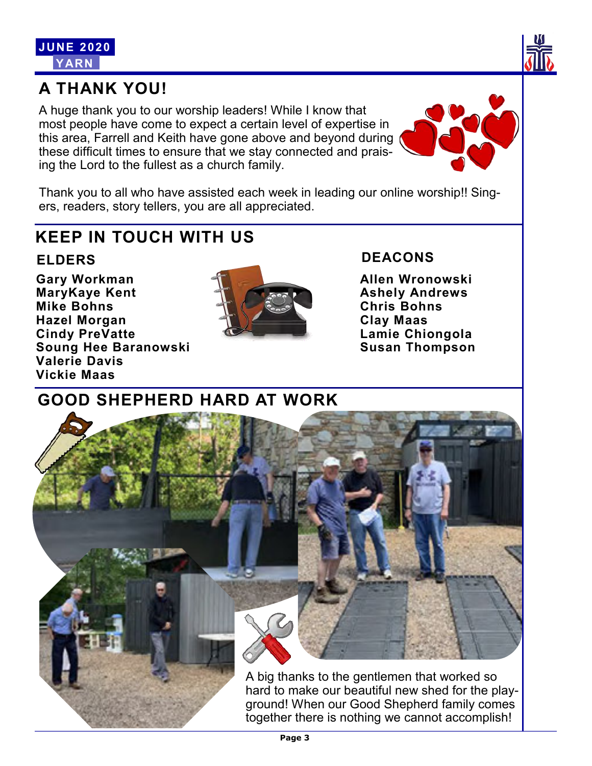## A THANK YOU!

A huge thank you to our worship leaders! While I know that most people have come to expect a certain level of expertise in this area, Farrell and Keith have gone above and beyond during these difficult times to ensure that we stay connected and praising the Lord to the fullest as a church family.

Thank you to all who have assisted each week in leading our online worship!! Singers, readers, story tellers, you are all appreciated.

## KEEP IN TOUCH WITH US

### ELDERS

**Gary Workman**
**MaryKaye Kent**
**Mike Bohns**
**Hazel Morgan**
**Cindy PreVatte**
**Soung Hee Baranowski**
**Valerie Davis**
**Vickie Maas**

### DEACONS

**Allen Wronowski**
**Ashely Andrews**
**Chris Bohns**
**Clay Maas**
**Lamie Chiongola**
**Susan Thompson**

## GOOD SHEPHERD HARD AT WORK

A big thanks to the gentlemen that worked so hard to make our beautiful new shed for the playground! When our Good Shepherd family comes together there is nothing we cannot accomplish!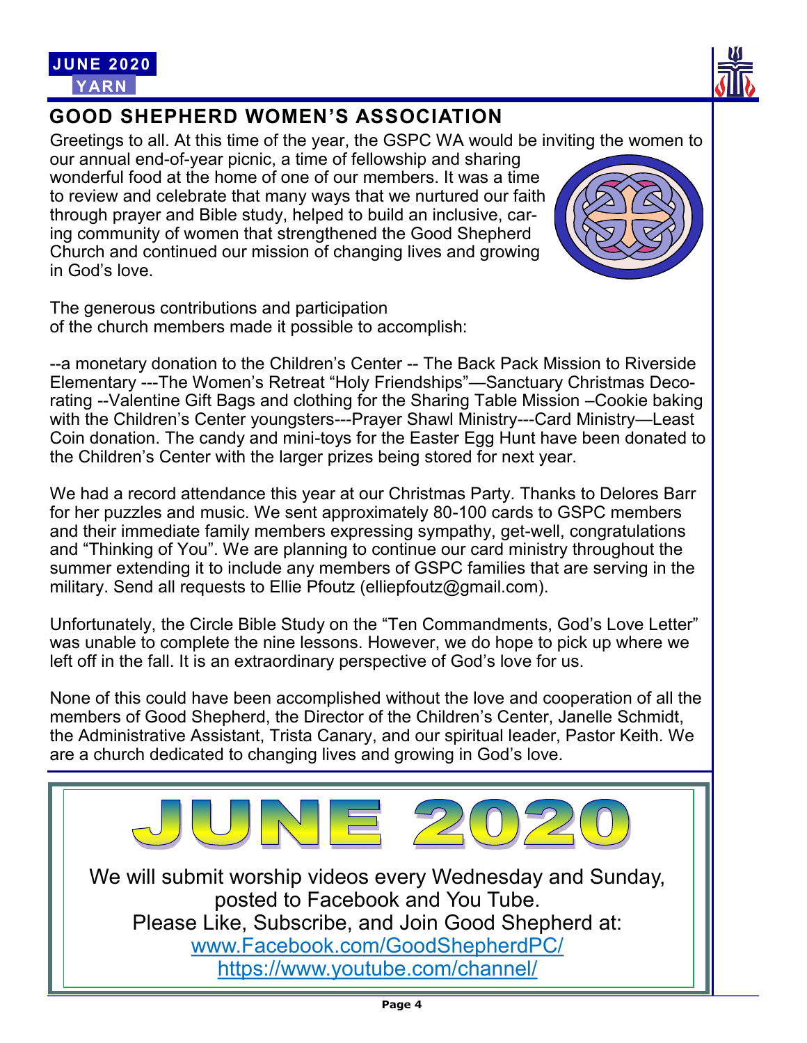## GOOD SHEPHERD WOMEN'S ASSOCIATION

Greetings to all. At this time of the year, the GSPC WA would be inviting the women to our annual end-of-year picnic, a time of fellowship and sharing wonderful food at the home of one of our members. It was a time to review and celebrate that many ways that we nurtured our faith through prayer and Bible study, helped to build an inclusive, caring community of women that strengthened the Good Shepherd Church and continued our mission of changing lives and growing in God's love.

The generous contributions and participation of the church members made it possible to accomplish:

--a monetary donation to the Children's Center -- The Back Pack Mission to Riverside Elementary ---The Women's Retreat "Holy Friendships"—Sanctuary Christmas Decorating --Valentine Gift Bags and clothing for the Sharing Table Mission –Cookie baking with the Children's Center youngsters---Prayer Shawl Ministry---Card Ministry—Least Coin donation. The candy and mini-toys for the Easter Egg Hunt have been donated to the Children's Center with the larger prizes being stored for next year.

We had a record attendance this year at our Christmas Party. Thanks to Delores Barr for her puzzles and music. We sent approximately 80-100 cards to GSPC members and their immediate family members expressing sympathy, get-well, congratulations and "Thinking of You". We are planning to continue our card ministry throughout the summer extending it to include any members of GSPC families that are serving in the military. Send all requests to Ellie Pfoutz (elliepfoutz@gmail.com).

Unfortunately, the Circle Bible Study on the "Ten Commandments, God's Love Letter" was unable to complete the nine lessons. However, we do hope to pick up where we left off in the fall. It is an extraordinary perspective of God's love for us.

None of this could have been accomplished without the love and cooperation of all the members of Good Shepherd, the Director of the Children's Center, Janelle Schmidt, the Administrative Assistant, Trista Canary, and our spiritual leader, Pastor Keith. We are a church dedicated to changing lives and growing in God's love.

## JUNE 2020

We will submit worship videos every Wednesday and Sunday, posted to Facebook and You Tube.
Please Like, Subscribe, and Join Good Shepherd at:
www.Facebook.com/GoodShepherdPC/
https://www.youtube.com/channel/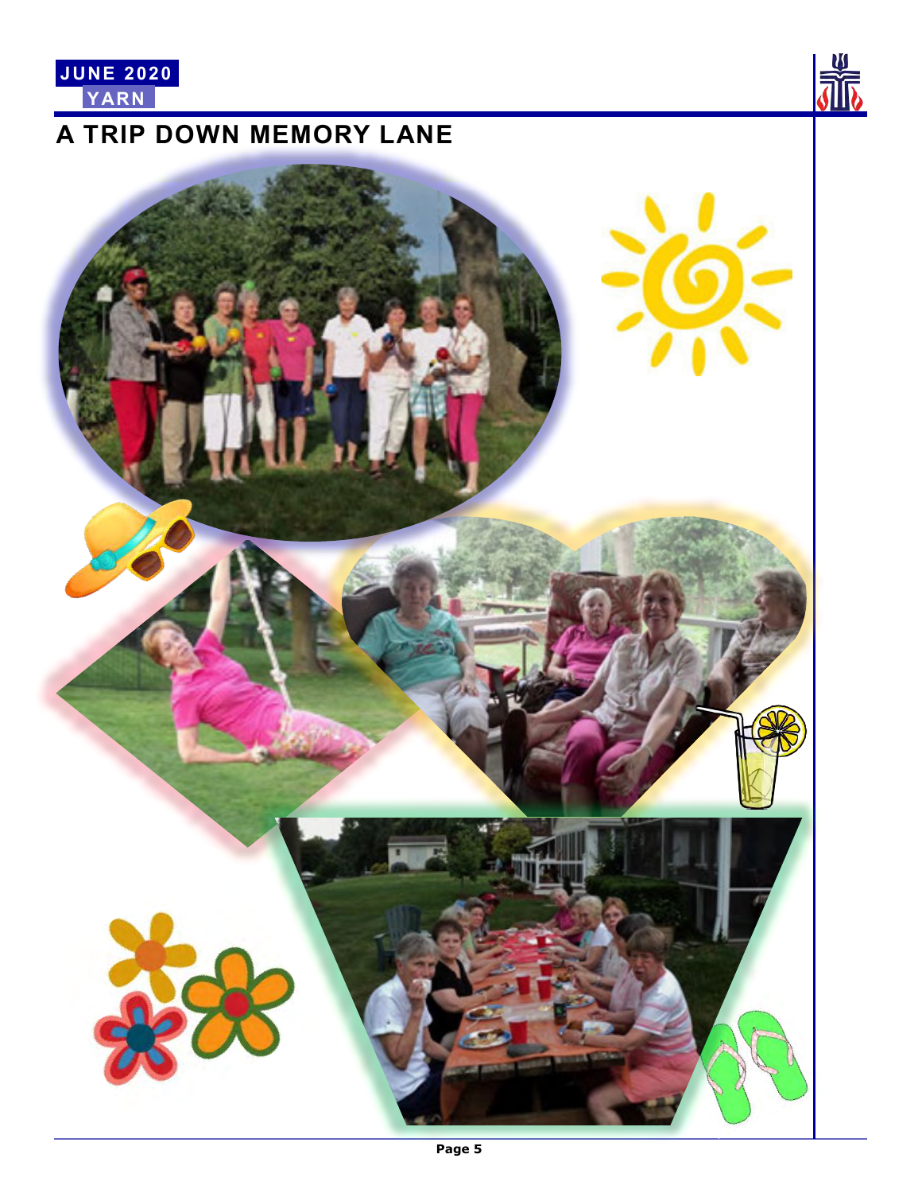# A TRIP DOWN MEMORY LANE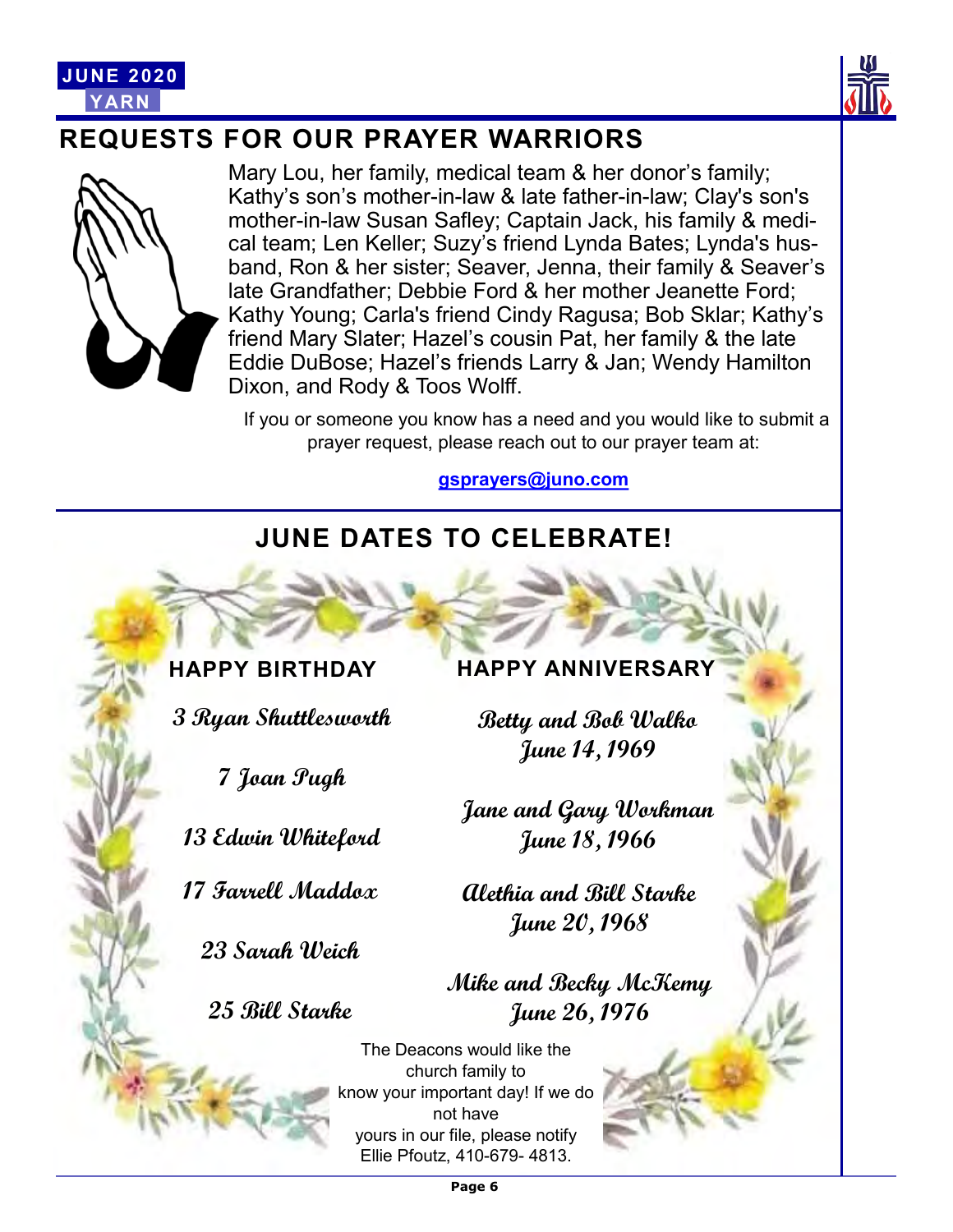JUNE 2020
YARN

## REQUESTS FOR OUR PRAYER WARRIORS

Mary Lou, her family, medical team & her donor's family; Kathy's son's mother-in-law & late father-in-law; Clay's son's mother-in-law Susan Safley; Captain Jack, his family & medical team; Len Keller; Suzy's friend Lynda Bates; Lynda's husband, Ron & her sister; Seaver, Jenna, their family & Seaver's late Grandfather; Debbie Ford & her mother Jeanette Ford; Kathy Young; Carla's friend Cindy Ragusa; Bob Sklar; Kathy's friend Mary Slater; Hazel's cousin Pat, her family & the late Eddie DuBose; Hazel's friends Larry & Jan; Wendy Hamilton Dixon, and Rody & Toos Wolff.

If you or someone you know has a need and you would like to submit a prayer request, please reach out to our prayer team at:

**gsprayers@juno.com**

## JUNE DATES TO CELEBRATE!

### HAPPY BIRTHDAY

*3 Ryan Shuttlesworth*

*7 Joan Pugh*

*13 Edwin Whiteford*

*17 Farrell Maddox*

*23 Sarah Weich*

*25 Bill Starke*

### HAPPY ANNIVERSARY

*Betty and Bob Walko*
*June 14, 1969*

*Jane and Gary Workman*
*June 18, 1966*

*Alethia and Bill Starke*
*June 20, 1968*

*Mike and Becky McKemy*
*June 26, 1976*

The Deacons would like the church family to know your important day! If we do not have yours in our file, please notify Ellie Pfoutz, 410-679- 4813.